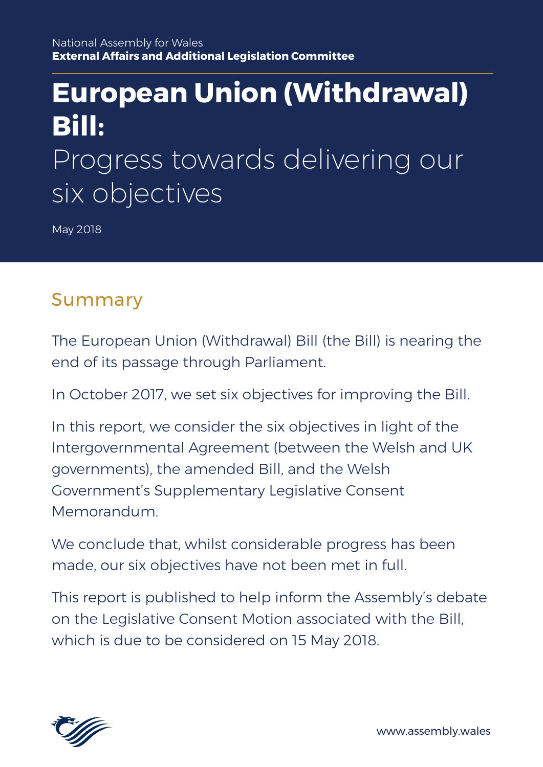National Assembly for Wales

**External Affairs and Additional Legislation Committee**

# European Union (Withdrawal) Bill:

Progress towards delivering our six objectives

May 2018

## Summary

The European Union (Withdrawal) Bill (the Bill) is nearing the end of its passage through Parliament.

In October 2017, we set six objectives for improving the Bill.

In this report, we consider the six objectives in light of the Intergovernmental Agreement (between the Welsh and UK governments), the amended Bill, and the Welsh Government's Supplementary Legislative Consent Memorandum.

We conclude that, whilst considerable progress has been made, our six objectives have not been met in full.

This report is published to help inform the Assembly's debate on the Legislative Consent Motion associated with the Bill, which is due to be considered on 15 May 2018.

www.assembly.wales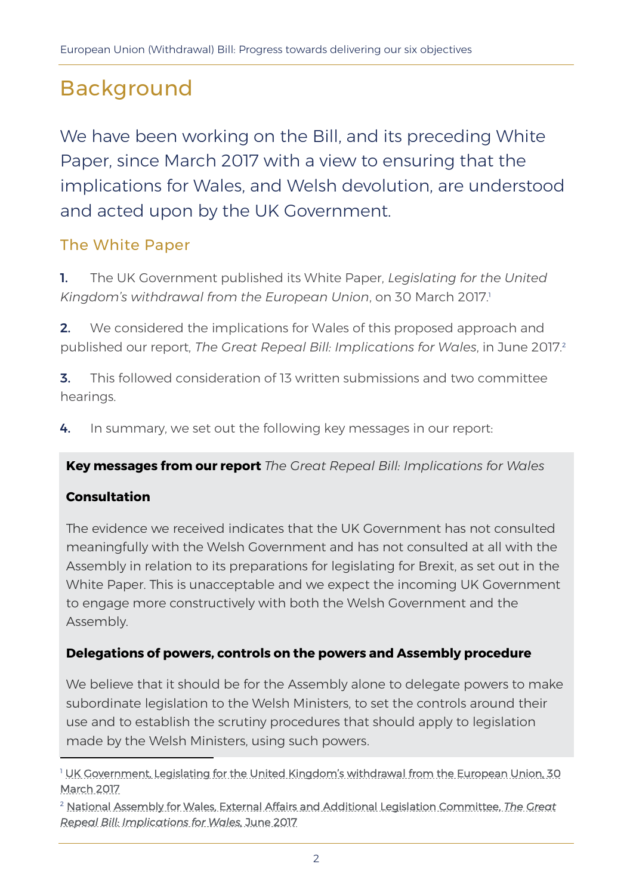# Background

We have been working on the Bill, and its preceding White Paper, since March 2017 with a view to ensuring that the implications for Wales, and Welsh devolution, are understood and acted upon by the UK Government.

## The White Paper

**1.** The UK Government published its White Paper, *Legislating for the United Kingdom's withdrawal from the European Union*, on 30 March 2017.[1]

**2.** We considered the implications for Wales of this proposed approach and published our report, *The Great Repeal Bill: Implications for Wales*, in June 2017.[2]

**3.** This followed consideration of 13 written submissions and two committee hearings.

**4.** In summary, we set out the following key messages in our report:

> **Key messages from our report** *The Great Repeal Bill: Implications for Wales*
>
> **Consultation**
>
> The evidence we received indicates that the UK Government has not consulted meaningfully with the Welsh Government and has not consulted at all with the Assembly in relation to its preparations for legislating for Brexit, as set out in the White Paper. This is unacceptable and we expect the incoming UK Government to engage more constructively with both the Welsh Government and the Assembly.
>
> **Delegations of powers, controls on the powers and Assembly procedure**
>
> We believe that it should be for the Assembly alone to delegate powers to make subordinate legislation to the Welsh Ministers, to set the controls around their use and to establish the scrutiny procedures that should apply to legislation made by the Welsh Ministers, using such powers.

---

[1] UK Government, Legislating for the United Kingdom's withdrawal from the European Union, 30 March 2017

[2] National Assembly for Wales, External Affairs and Additional Legislation Committee, *The Great Repeal Bill: Implications for Wales*, June 2017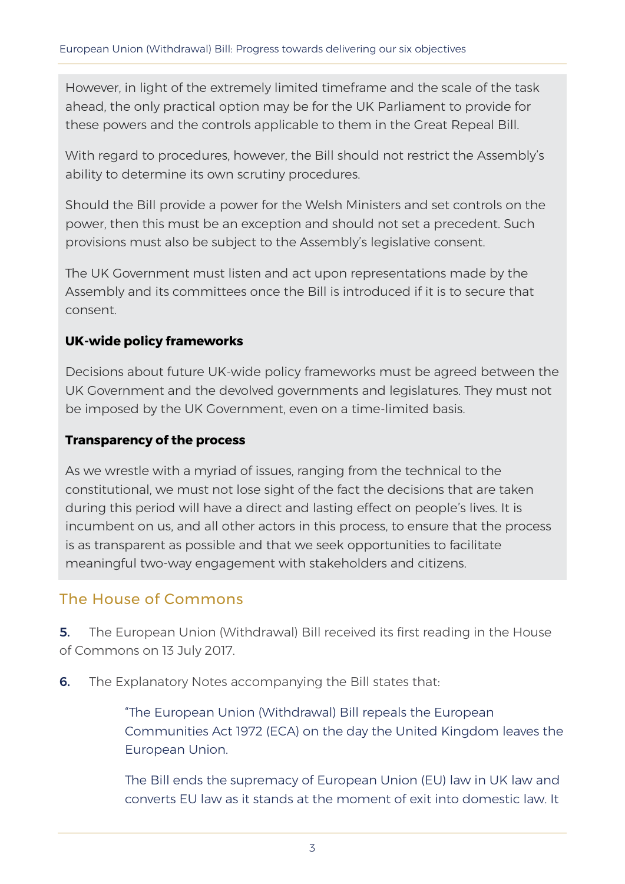However, in light of the extremely limited timeframe and the scale of the task ahead, the only practical option may be for the UK Parliament to provide for these powers and the controls applicable to them in the Great Repeal Bill.

With regard to procedures, however, the Bill should not restrict the Assembly's ability to determine its own scrutiny procedures.

Should the Bill provide a power for the Welsh Ministers and set controls on the power, then this must be an exception and should not set a precedent. Such provisions must also be subject to the Assembly's legislative consent.

The UK Government must listen and act upon representations made by the Assembly and its committees once the Bill is introduced if it is to secure that consent.

**UK-wide policy frameworks**

Decisions about future UK-wide policy frameworks must be agreed between the UK Government and the devolved governments and legislatures. They must not be imposed by the UK Government, even on a time-limited basis.

**Transparency of the process**

As we wrestle with a myriad of issues, ranging from the technical to the constitutional, we must not lose sight of the fact the decisions that are taken during this period will have a direct and lasting effect on people's lives. It is incumbent on us, and all other actors in this process, to ensure that the process is as transparent as possible and that we seek opportunities to facilitate meaningful two-way engagement with stakeholders and citizens.

## The House of Commons

**5.** The European Union (Withdrawal) Bill received its first reading in the House of Commons on 13 July 2017.

**6.** The Explanatory Notes accompanying the Bill states that:

> "The European Union (Withdrawal) Bill repeals the European Communities Act 1972 (ECA) on the day the United Kingdom leaves the European Union.
>
> The Bill ends the supremacy of European Union (EU) law in UK law and converts EU law as it stands at the moment of exit into domestic law. It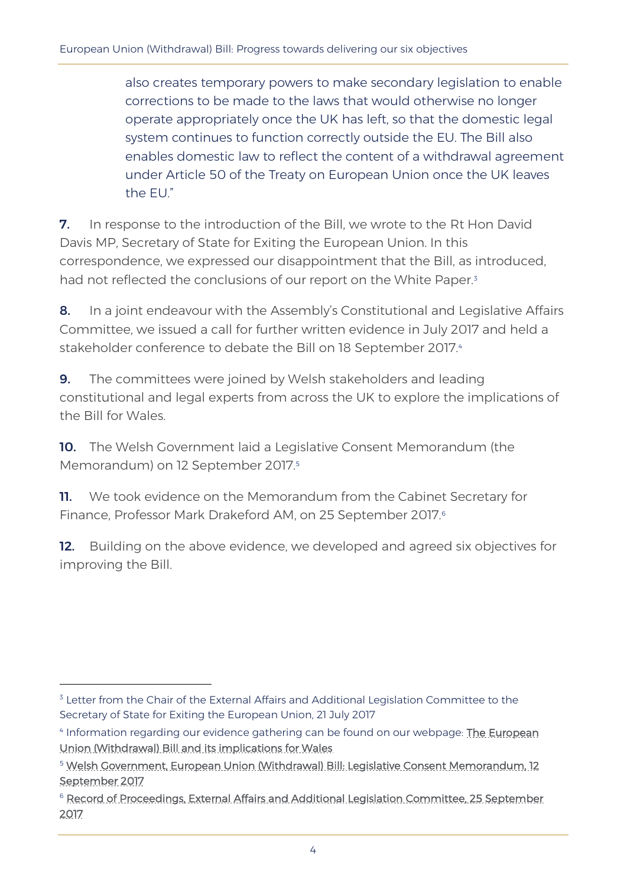also creates temporary powers to make secondary legislation to enable corrections to be made to the laws that would otherwise no longer operate appropriately once the UK has left, so that the domestic legal system continues to function correctly outside the EU. The Bill also enables domestic law to reflect the content of a withdrawal agreement under Article 50 of the Treaty on European Union once the UK leaves the EU."

**7.** In response to the introduction of the Bill, we wrote to the Rt Hon David Davis MP, Secretary of State for Exiting the European Union. In this correspondence, we expressed our disappointment that the Bill, as introduced, had not reflected the conclusions of our report on the White Paper.[3]

**8.** In a joint endeavour with the Assembly's Constitutional and Legislative Affairs Committee, we issued a call for further written evidence in July 2017 and held a stakeholder conference to debate the Bill on 18 September 2017.[4]

**9.** The committees were joined by Welsh stakeholders and leading constitutional and legal experts from across the UK to explore the implications of the Bill for Wales.

**10.** The Welsh Government laid a Legislative Consent Memorandum (the Memorandum) on 12 September 2017.[5]

**11.** We took evidence on the Memorandum from the Cabinet Secretary for Finance, Professor Mark Drakeford AM, on 25 September 2017.[6]

**12.** Building on the above evidence, we developed and agreed six objectives for improving the Bill.

---

[3] Letter from the Chair of the External Affairs and Additional Legislation Committee to the Secretary of State for Exiting the European Union, 21 July 2017

[4] Information regarding our evidence gathering can be found on our webpage: The European Union (Withdrawal) Bill and its implications for Wales

[5] Welsh Government, European Union (Withdrawal) Bill: Legislative Consent Memorandum, 12 September 2017

[6] Record of Proceedings, External Affairs and Additional Legislation Committee, 25 September 2017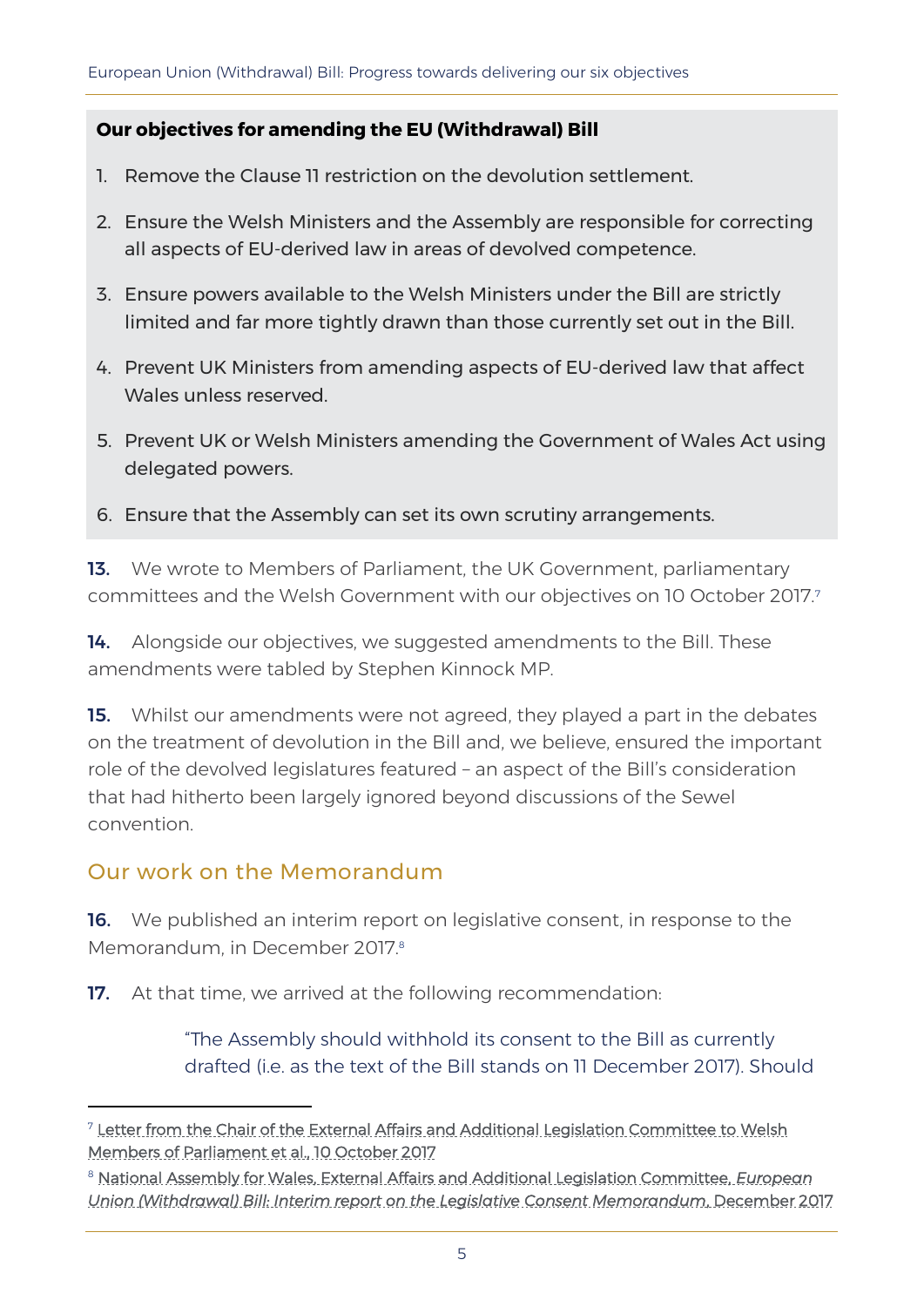**Our objectives for amending the EU (Withdrawal) Bill**

1. Remove the Clause 11 restriction on the devolution settlement.
2. Ensure the Welsh Ministers and the Assembly are responsible for correcting all aspects of EU-derived law in areas of devolved competence.
3. Ensure powers available to the Welsh Ministers under the Bill are strictly limited and far more tightly drawn than those currently set out in the Bill.
4. Prevent UK Ministers from amending aspects of EU-derived law that affect Wales unless reserved.
5. Prevent UK or Welsh Ministers amending the Government of Wales Act using delegated powers.
6. Ensure that the Assembly can set its own scrutiny arrangements.

**13.** We wrote to Members of Parliament, the UK Government, parliamentary committees and the Welsh Government with our objectives on 10 October 2017.[7]

**14.** Alongside our objectives, we suggested amendments to the Bill. These amendments were tabled by Stephen Kinnock MP.

**15.** Whilst our amendments were not agreed, they played a part in the debates on the treatment of devolution in the Bill and, we believe, ensured the important role of the devolved legislatures featured – an aspect of the Bill's consideration that had hitherto been largely ignored beyond discussions of the Sewel convention.

## Our work on the Memorandum

**16.** We published an interim report on legislative consent, in response to the Memorandum, in December 2017.[8]

**17.** At that time, we arrived at the following recommendation:

> "The Assembly should withhold its consent to the Bill as currently drafted (i.e. as the text of the Bill stands on 11 December 2017). Should

[7] Letter from the Chair of the External Affairs and Additional Legislation Committee to Welsh Members of Parliament et al., 10 October 2017

[8] National Assembly for Wales, External Affairs and Additional Legislation Committee, *European Union (Withdrawal) Bill: Interim report on the Legislative Consent Memorandum*, December 2017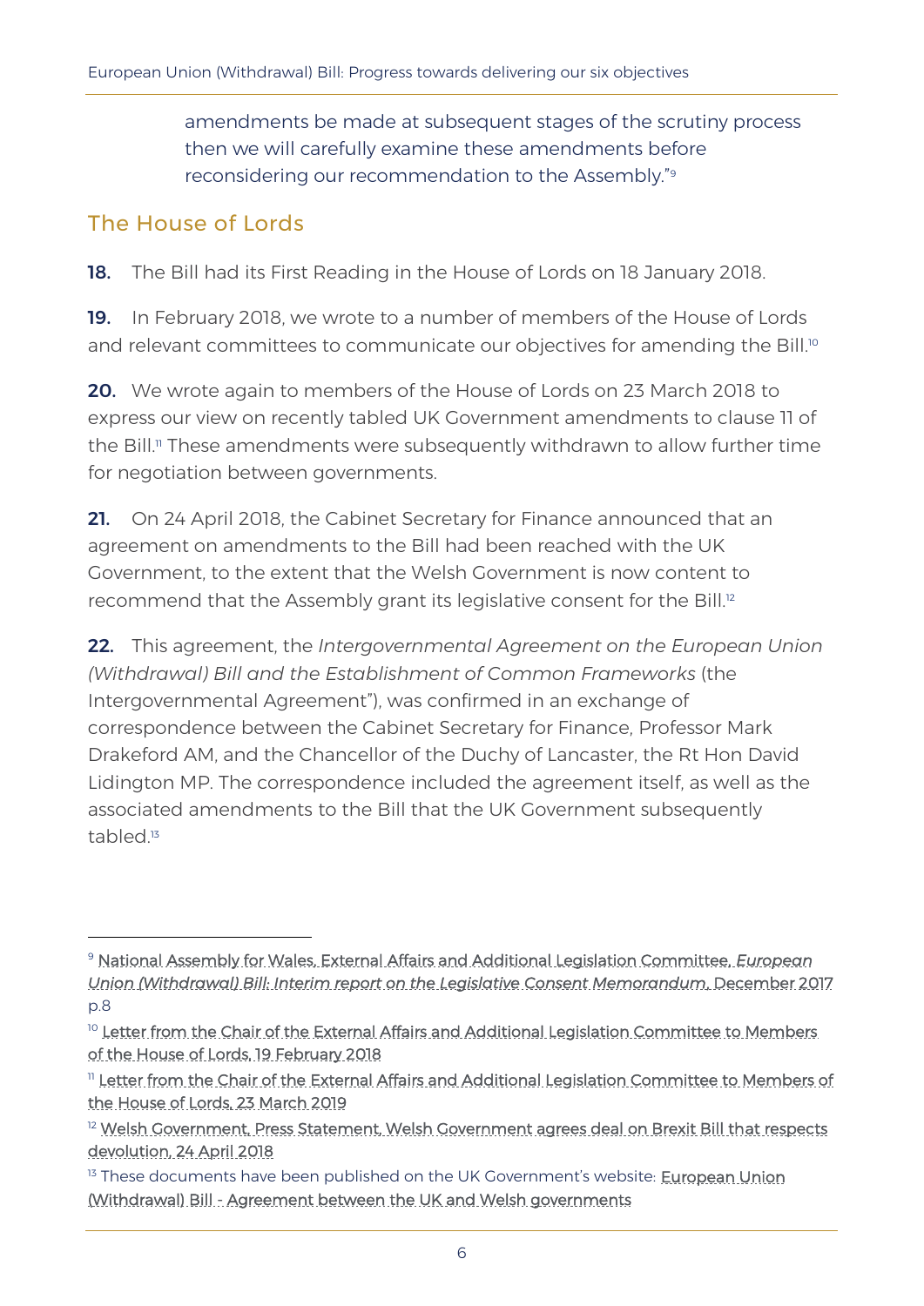> amendments be made at subsequent stages of the scrutiny process then we will carefully examine these amendments before reconsidering our recommendation to the Assembly."[9]

## The House of Lords

**18.** The Bill had its First Reading in the House of Lords on 18 January 2018.

**19.** In February 2018, we wrote to a number of members of the House of Lords and relevant committees to communicate our objectives for amending the Bill.[10]

**20.** We wrote again to members of the House of Lords on 23 March 2018 to express our view on recently tabled UK Government amendments to clause 11 of the Bill.[11] These amendments were subsequently withdrawn to allow further time for negotiation between governments.

**21.** On 24 April 2018, the Cabinet Secretary for Finance announced that an agreement on amendments to the Bill had been reached with the UK Government, to the extent that the Welsh Government is now content to recommend that the Assembly grant its legislative consent for the Bill.[12]

**22.** This agreement, the *Intergovernmental Agreement on the European Union (Withdrawal) Bill and the Establishment of Common Frameworks* (the Intergovernmental Agreement"), was confirmed in an exchange of correspondence between the Cabinet Secretary for Finance, Professor Mark Drakeford AM, and the Chancellor of the Duchy of Lancaster, the Rt Hon David Lidington MP. The correspondence included the agreement itself, as well as the associated amendments to the Bill that the UK Government subsequently tabled.[13]

---

[9] National Assembly for Wales, External Affairs and Additional Legislation Committee, *European Union (Withdrawal) Bill: Interim report on the Legislative Consent Memorandum*, December 2017 p.8

[10] Letter from the Chair of the External Affairs and Additional Legislation Committee to Members of the House of Lords, 19 February 2018

[11] Letter from the Chair of the External Affairs and Additional Legislation Committee to Members of the House of Lords, 23 March 2019

[12] Welsh Government, Press Statement, Welsh Government agrees deal on Brexit Bill that respects devolution, 24 April 2018

[13] These documents have been published on the UK Government's website: European Union (Withdrawal) Bill - Agreement between the UK and Welsh governments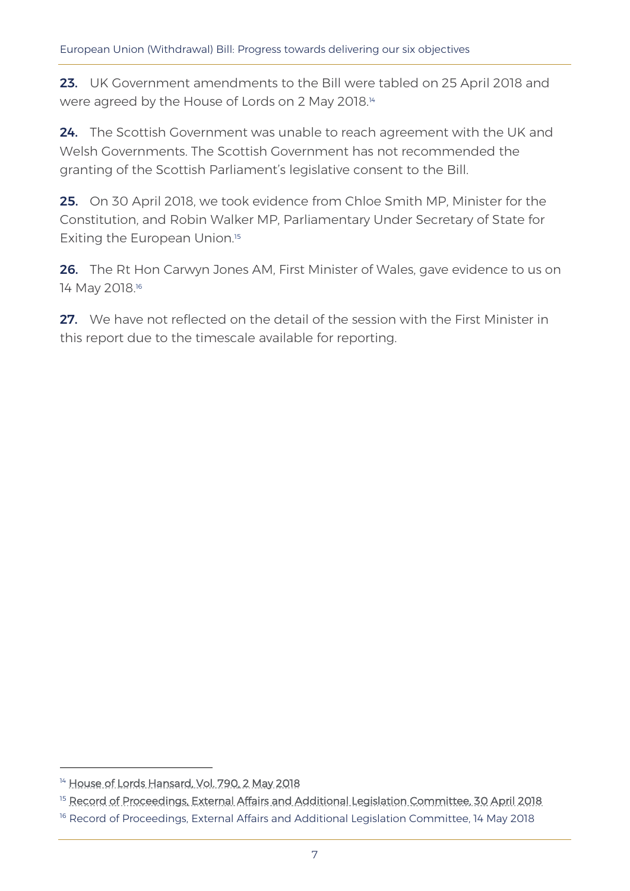**23.** UK Government amendments to the Bill were tabled on 25 April 2018 and were agreed by the House of Lords on 2 May 2018.[14]

**24.** The Scottish Government was unable to reach agreement with the UK and Welsh Governments. The Scottish Government has not recommended the granting of the Scottish Parliament's legislative consent to the Bill.

**25.** On 30 April 2018, we took evidence from Chloe Smith MP, Minister for the Constitution, and Robin Walker MP, Parliamentary Under Secretary of State for Exiting the European Union.[15]

**26.** The Rt Hon Carwyn Jones AM, First Minister of Wales, gave evidence to us on 14 May 2018.[16]

**27.** We have not reflected on the detail of the session with the First Minister in this report due to the timescale available for reporting.

---

[14] House of Lords Hansard, Vol. 790, 2 May 2018

[15] Record of Proceedings, External Affairs and Additional Legislation Committee, 30 April 2018

[16] Record of Proceedings, External Affairs and Additional Legislation Committee, 14 May 2018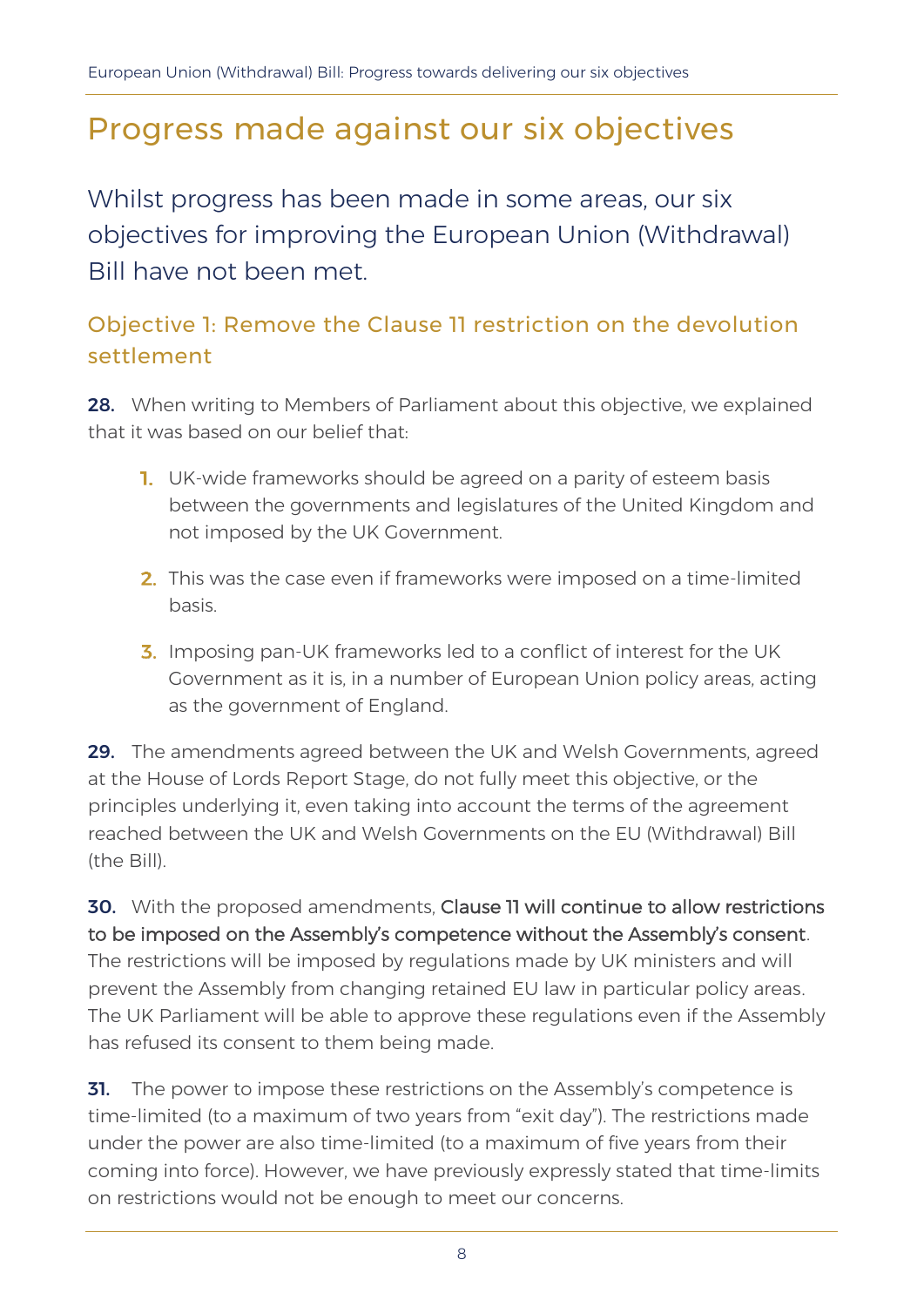# Progress made against our six objectives

## Whilst progress has been made in some areas, our six objectives for improving the European Union (Withdrawal) Bill have not been met.

### Objective 1: Remove the Clause 11 restriction on the devolution settlement

**28.** When writing to Members of Parliament about this objective, we explained that it was based on our belief that:

1. UK-wide frameworks should be agreed on a parity of esteem basis between the governments and legislatures of the United Kingdom and not imposed by the UK Government.
2. This was the case even if frameworks were imposed on a time-limited basis.
3. Imposing pan-UK frameworks led to a conflict of interest for the UK Government as it is, in a number of European Union policy areas, acting as the government of England.

**29.** The amendments agreed between the UK and Welsh Governments, agreed at the House of Lords Report Stage, do not fully meet this objective, or the principles underlying it, even taking into account the terms of the agreement reached between the UK and Welsh Governments on the EU (Withdrawal) Bill (the Bill).

**30.** With the proposed amendments, Clause 11 will continue to allow restrictions to be imposed on the Assembly's competence without the Assembly's consent. The restrictions will be imposed by regulations made by UK ministers and will prevent the Assembly from changing retained EU law in particular policy areas. The UK Parliament will be able to approve these regulations even if the Assembly has refused its consent to them being made.

**31.** The power to impose these restrictions on the Assembly's competence is time-limited (to a maximum of two years from "exit day"). The restrictions made under the power are also time-limited (to a maximum of five years from their coming into force). However, we have previously expressly stated that time-limits on restrictions would not be enough to meet our concerns.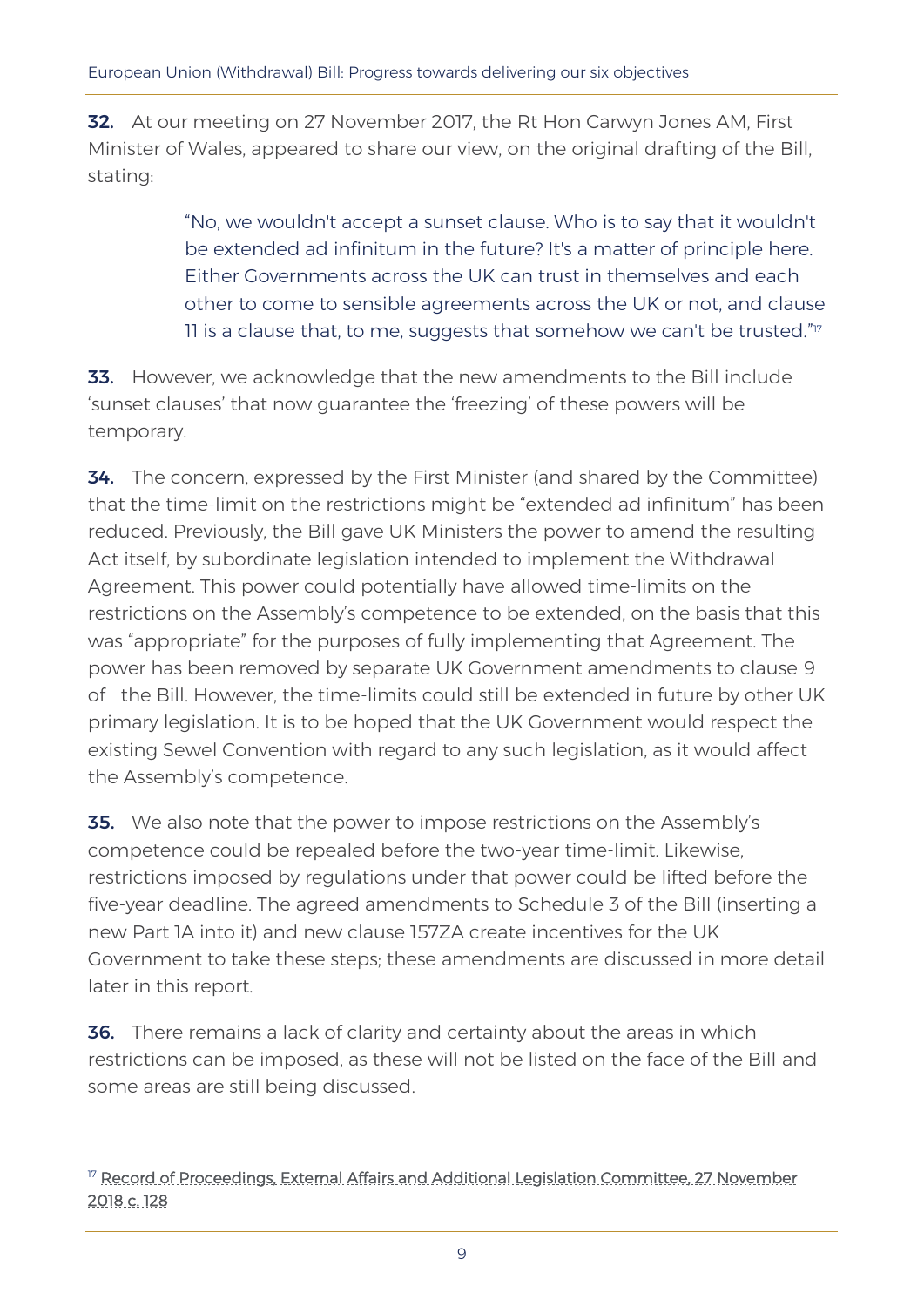**32.** At our meeting on 27 November 2017, the Rt Hon Carwyn Jones AM, First Minister of Wales, appeared to share our view, on the original drafting of the Bill, stating:

> "No, we wouldn't accept a sunset clause. Who is to say that it wouldn't be extended ad infinitum in the future? It's a matter of principle here. Either Governments across the UK can trust in themselves and each other to come to sensible agreements across the UK or not, and clause 11 is a clause that, to me, suggests that somehow we can't be trusted."[17]

**33.** However, we acknowledge that the new amendments to the Bill include 'sunset clauses' that now guarantee the 'freezing' of these powers will be temporary.

**34.** The concern, expressed by the First Minister (and shared by the Committee) that the time-limit on the restrictions might be "extended ad infinitum" has been reduced. Previously, the Bill gave UK Ministers the power to amend the resulting Act itself, by subordinate legislation intended to implement the Withdrawal Agreement. This power could potentially have allowed time-limits on the restrictions on the Assembly's competence to be extended, on the basis that this was "appropriate" for the purposes of fully implementing that Agreement. The power has been removed by separate UK Government amendments to clause 9 of the Bill. However, the time-limits could still be extended in future by other UK primary legislation. It is to be hoped that the UK Government would respect the existing Sewel Convention with regard to any such legislation, as it would affect the Assembly's competence.

**35.** We also note that the power to impose restrictions on the Assembly's competence could be repealed before the two-year time-limit. Likewise, restrictions imposed by regulations under that power could be lifted before the five-year deadline. The agreed amendments to Schedule 3 of the Bill (inserting a new Part 1A into it) and new clause 157ZA create incentives for the UK Government to take these steps; these amendments are discussed in more detail later in this report.

**36.** There remains a lack of clarity and certainty about the areas in which restrictions can be imposed, as these will not be listed on the face of the Bill and some areas are still being discussed.

---

[17] Record of Proceedings, External Affairs and Additional Legislation Committee, 27 November 2018 c. 128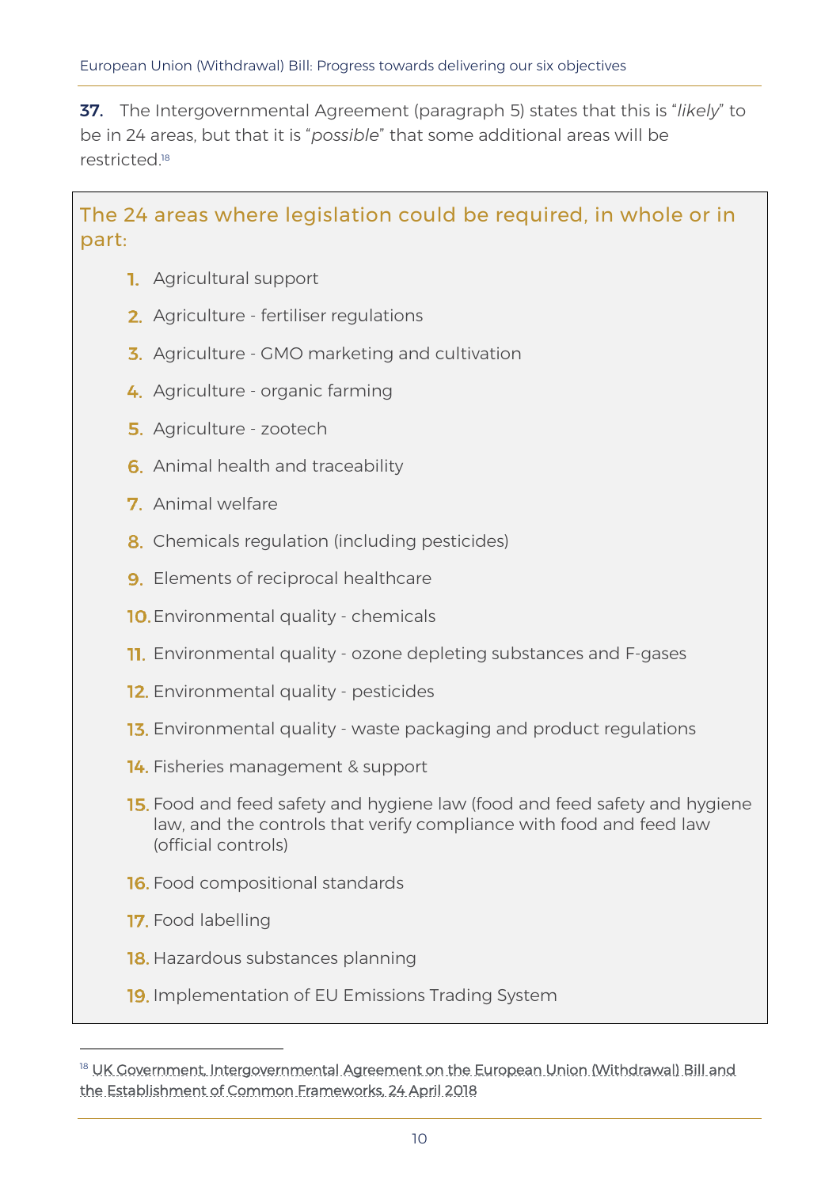**37.** The Intergovernmental Agreement (paragraph 5) states that this is "*likely*" to be in 24 areas, but that it is "*possible*" that some additional areas will be restricted.[18]

### The 24 areas where legislation could be required, in whole or in part:

1. Agricultural support
2. Agriculture - fertiliser regulations
3. Agriculture - GMO marketing and cultivation
4. Agriculture - organic farming
5. Agriculture - zootech
6. Animal health and traceability
7. Animal welfare
8. Chemicals regulation (including pesticides)
9. Elements of reciprocal healthcare
10. Environmental quality - chemicals
11. Environmental quality - ozone depleting substances and F-gases
12. Environmental quality - pesticides
13. Environmental quality - waste packaging and product regulations
14. Fisheries management & support
15. Food and feed safety and hygiene law (food and feed safety and hygiene law, and the controls that verify compliance with food and feed law (official controls)
16. Food compositional standards
17. Food labelling
18. Hazardous substances planning
19. Implementation of EU Emissions Trading System

---

[18] UK Government, Intergovernmental Agreement on the European Union (Withdrawal) Bill and the Establishment of Common Frameworks, 24 April 2018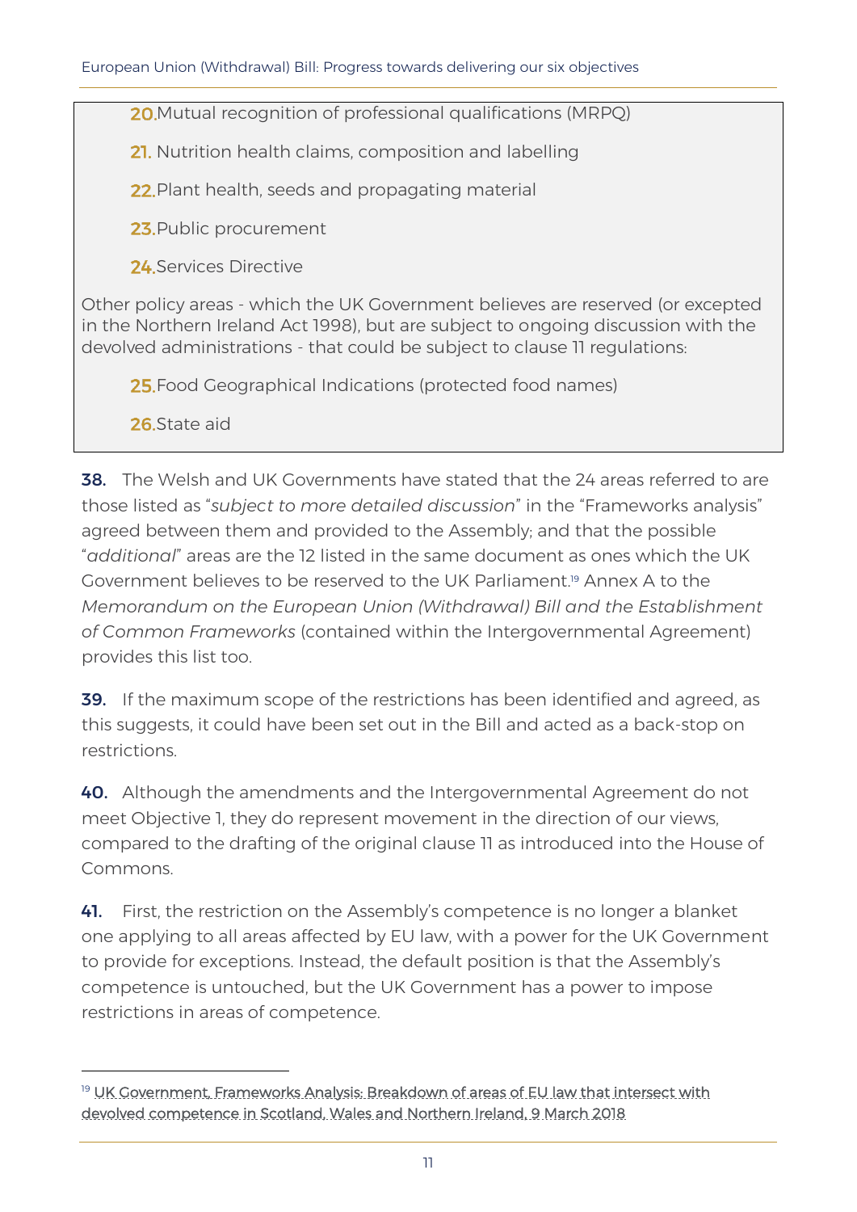20. Mutual recognition of professional qualifications (MRPQ)

21. Nutrition health claims, composition and labelling

22. Plant health, seeds and propagating material

23. Public procurement

24. Services Directive

Other policy areas - which the UK Government believes are reserved (or excepted in the Northern Ireland Act 1998), but are subject to ongoing discussion with the devolved administrations - that could be subject to clause 11 regulations:

25. Food Geographical Indications (protected food names)

26. State aid

**38.** The Welsh and UK Governments have stated that the 24 areas referred to are those listed as "*subject to more detailed discussion*" in the "Frameworks analysis" agreed between them and provided to the Assembly; and that the possible "*additional*" areas are the 12 listed in the same document as ones which the UK Government believes to be reserved to the UK Parliament.[19] Annex A to the *Memorandum on the European Union (Withdrawal) Bill and the Establishment of Common Frameworks* (contained within the Intergovernmental Agreement) provides this list too.

**39.** If the maximum scope of the restrictions has been identified and agreed, as this suggests, it could have been set out in the Bill and acted as a back-stop on restrictions.

**40.** Although the amendments and the Intergovernmental Agreement do not meet Objective 1, they do represent movement in the direction of our views, compared to the drafting of the original clause 11 as introduced into the House of Commons.

**41.** First, the restriction on the Assembly's competence is no longer a blanket one applying to all areas affected by EU law, with a power for the UK Government to provide for exceptions. Instead, the default position is that the Assembly's competence is untouched, but the UK Government has a power to impose restrictions in areas of competence.

---

[19] UK Government, Frameworks Analysis: Breakdown of areas of EU law that intersect with devolved competence in Scotland, Wales and Northern Ireland, 9 March 2018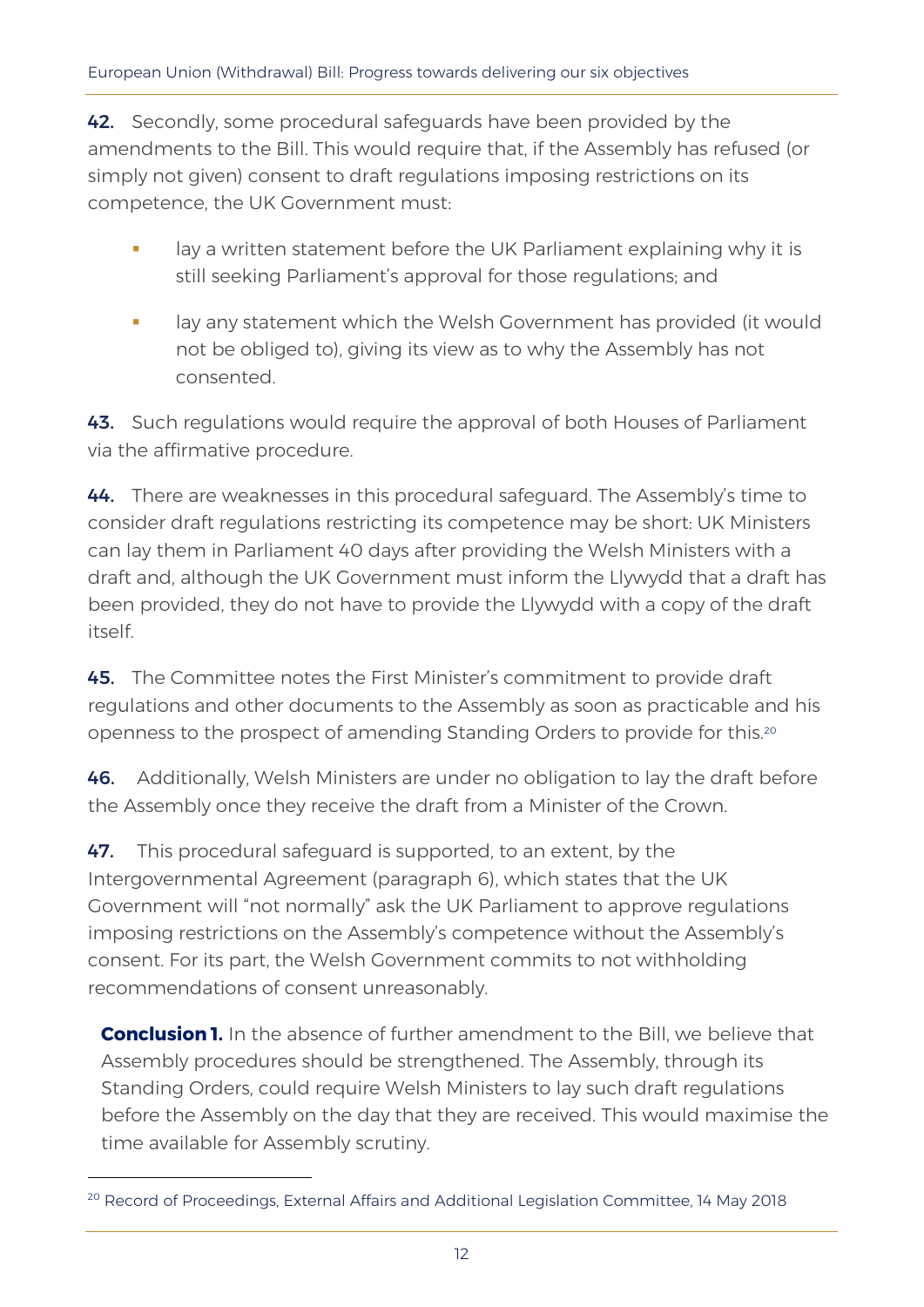**42.** Secondly, some procedural safeguards have been provided by the amendments to the Bill. This would require that, if the Assembly has refused (or simply not given) consent to draft regulations imposing restrictions on its competence, the UK Government must:

- lay a written statement before the UK Parliament explaining why it is still seeking Parliament's approval for those regulations; and
- lay any statement which the Welsh Government has provided (it would not be obliged to), giving its view as to why the Assembly has not consented.

**43.** Such regulations would require the approval of both Houses of Parliament via the affirmative procedure.

**44.** There are weaknesses in this procedural safeguard. The Assembly's time to consider draft regulations restricting its competence may be short: UK Ministers can lay them in Parliament 40 days after providing the Welsh Ministers with a draft and, although the UK Government must inform the Llywydd that a draft has been provided, they do not have to provide the Llywydd with a copy of the draft itself.

**45.** The Committee notes the First Minister's commitment to provide draft regulations and other documents to the Assembly as soon as practicable and his openness to the prospect of amending Standing Orders to provide for this.[20]

**46.** Additionally, Welsh Ministers are under no obligation to lay the draft before the Assembly once they receive the draft from a Minister of the Crown.

**47.** This procedural safeguard is supported, to an extent, by the Intergovernmental Agreement (paragraph 6), which states that the UK Government will "not normally" ask the UK Parliament to approve regulations imposing restrictions on the Assembly's competence without the Assembly's consent. For its part, the Welsh Government commits to not withholding recommendations of consent unreasonably.

**Conclusion 1.** In the absence of further amendment to the Bill, we believe that Assembly procedures should be strengthened. The Assembly, through its Standing Orders, could require Welsh Ministers to lay such draft regulations before the Assembly on the day that they are received. This would maximise the time available for Assembly scrutiny.

[20] Record of Proceedings, External Affairs and Additional Legislation Committee, 14 May 2018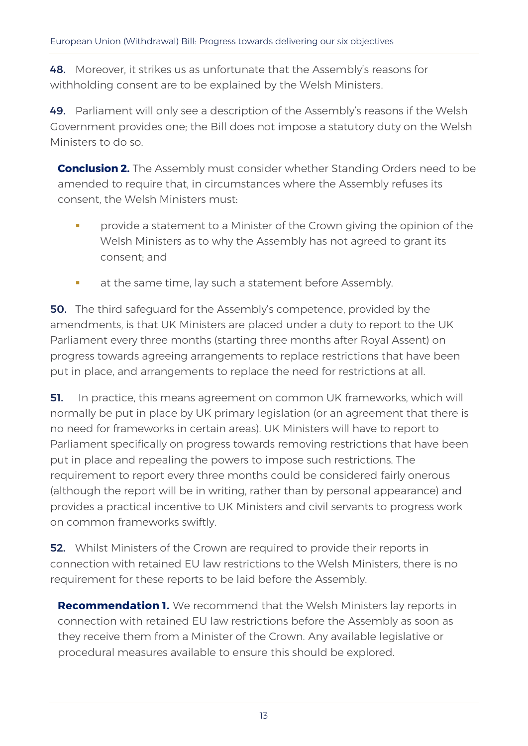**48.** Moreover, it strikes us as unfortunate that the Assembly's reasons for withholding consent are to be explained by the Welsh Ministers.

**49.** Parliament will only see a description of the Assembly's reasons if the Welsh Government provides one; the Bill does not impose a statutory duty on the Welsh Ministers to do so.

> **Conclusion 2.** The Assembly must consider whether Standing Orders need to be amended to require that, in circumstances where the Assembly refuses its consent, the Welsh Ministers must:
>
> - provide a statement to a Minister of the Crown giving the opinion of the Welsh Ministers as to why the Assembly has not agreed to grant its consent; and
> - at the same time, lay such a statement before Assembly.

**50.** The third safeguard for the Assembly's competence, provided by the amendments, is that UK Ministers are placed under a duty to report to the UK Parliament every three months (starting three months after Royal Assent) on progress towards agreeing arrangements to replace restrictions that have been put in place, and arrangements to replace the need for restrictions at all.

**51.** In practice, this means agreement on common UK frameworks, which will normally be put in place by UK primary legislation (or an agreement that there is no need for frameworks in certain areas). UK Ministers will have to report to Parliament specifically on progress towards removing restrictions that have been put in place and repealing the powers to impose such restrictions. The requirement to report every three months could be considered fairly onerous (although the report will be in writing, rather than by personal appearance) and provides a practical incentive to UK Ministers and civil servants to progress work on common frameworks swiftly.

**52.** Whilst Ministers of the Crown are required to provide their reports in connection with retained EU law restrictions to the Welsh Ministers, there is no requirement for these reports to be laid before the Assembly.

> **Recommendation 1.** We recommend that the Welsh Ministers lay reports in connection with retained EU law restrictions before the Assembly as soon as they receive them from a Minister of the Crown. Any available legislative or procedural measures available to ensure this should be explored.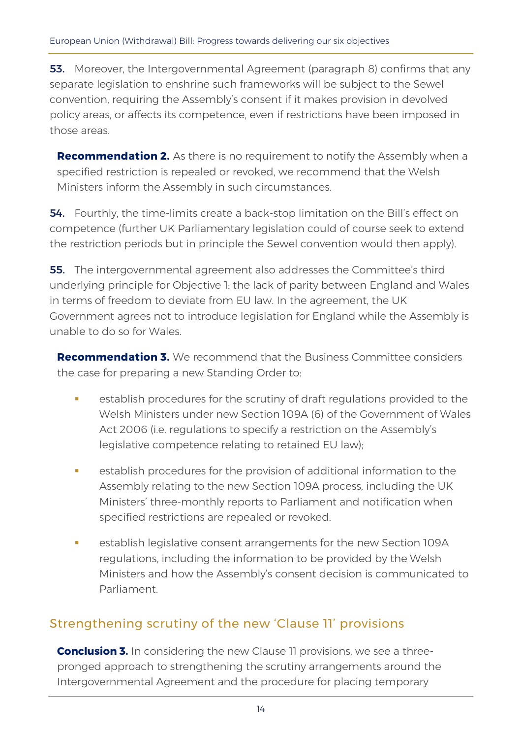**53.** Moreover, the Intergovernmental Agreement (paragraph 8) confirms that any separate legislation to enshrine such frameworks will be subject to the Sewel convention, requiring the Assembly's consent if it makes provision in devolved policy areas, or affects its competence, even if restrictions have been imposed in those areas.

> **Recommendation 2.** As there is no requirement to notify the Assembly when a specified restriction is repealed or revoked, we recommend that the Welsh Ministers inform the Assembly in such circumstances.

**54.** Fourthly, the time-limits create a back-stop limitation on the Bill's effect on competence (further UK Parliamentary legislation could of course seek to extend the restriction periods but in principle the Sewel convention would then apply).

**55.** The intergovernmental agreement also addresses the Committee's third underlying principle for Objective 1: the lack of parity between England and Wales in terms of freedom to deviate from EU law. In the agreement, the UK Government agrees not to introduce legislation for England while the Assembly is unable to do so for Wales.

> **Recommendation 3.** We recommend that the Business Committee considers the case for preparing a new Standing Order to:
>
> - establish procedures for the scrutiny of draft regulations provided to the Welsh Ministers under new Section 109A (6) of the Government of Wales Act 2006 (i.e. regulations to specify a restriction on the Assembly's legislative competence relating to retained EU law);
> - establish procedures for the provision of additional information to the Assembly relating to the new Section 109A process, including the UK Ministers' three-monthly reports to Parliament and notification when specified restrictions are repealed or revoked.
> - establish legislative consent arrangements for the new Section 109A regulations, including the information to be provided by the Welsh Ministers and how the Assembly's consent decision is communicated to Parliament.

## Strengthening scrutiny of the new 'Clause 11' provisions

> **Conclusion 3.** In considering the new Clause 11 provisions, we see a three-pronged approach to strengthening the scrutiny arrangements around the Intergovernmental Agreement and the procedure for placing temporary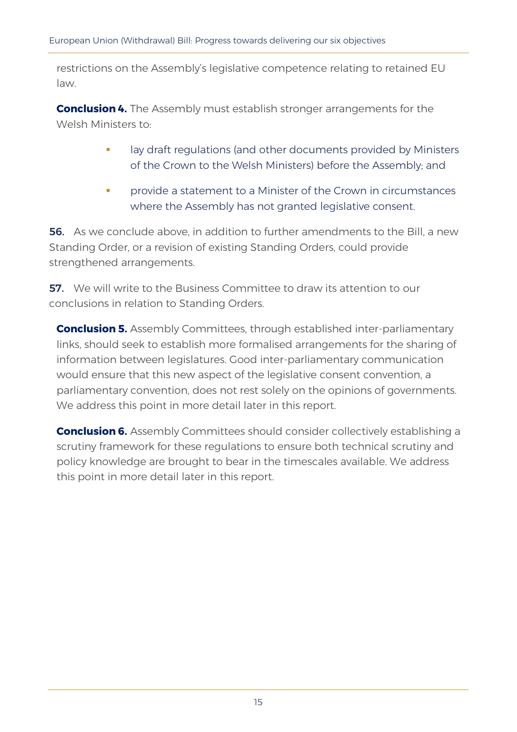restrictions on the Assembly's legislative competence relating to retained EU law.

**Conclusion 4.** The Assembly must establish stronger arrangements for the Welsh Ministers to:

- lay draft regulations (and other documents provided by Ministers of the Crown to the Welsh Ministers) before the Assembly; and
- provide a statement to a Minister of the Crown in circumstances where the Assembly has not granted legislative consent.

**56.** As we conclude above, in addition to further amendments to the Bill, a new Standing Order, or a revision of existing Standing Orders, could provide strengthened arrangements.

**57.** We will write to the Business Committee to draw its attention to our conclusions in relation to Standing Orders.

**Conclusion 5.** Assembly Committees, through established inter-parliamentary links, should seek to establish more formalised arrangements for the sharing of information between legislatures. Good inter-parliamentary communication would ensure that this new aspect of the legislative consent convention, a parliamentary convention, does not rest solely on the opinions of governments. We address this point in more detail later in this report.

**Conclusion 6.** Assembly Committees should consider collectively establishing a scrutiny framework for these regulations to ensure both technical scrutiny and policy knowledge are brought to bear in the timescales available. We address this point in more detail later in this report.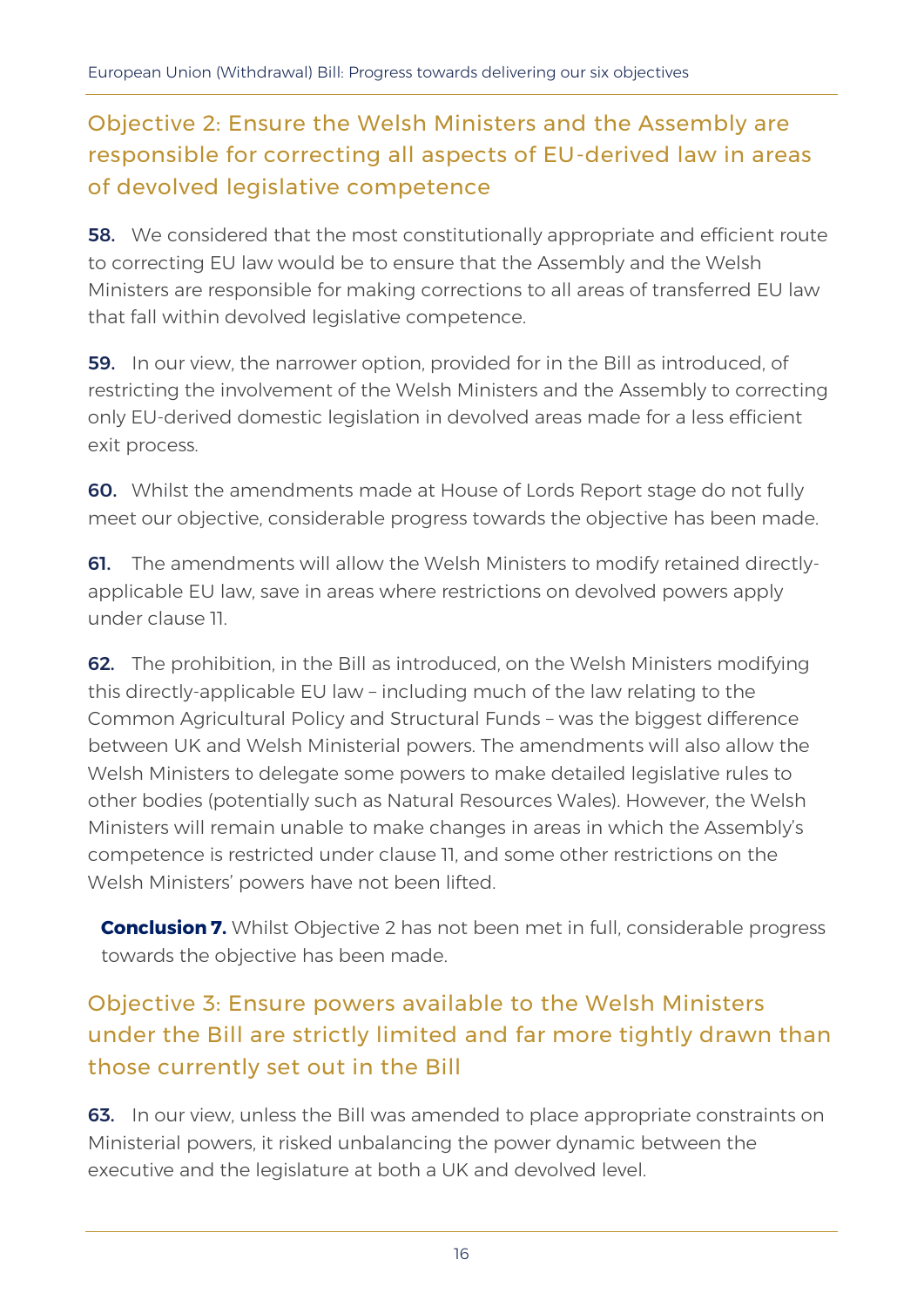## Objective 2: Ensure the Welsh Ministers and the Assembly are responsible for correcting all aspects of EU-derived law in areas of devolved legislative competence

**58.** We considered that the most constitutionally appropriate and efficient route to correcting EU law would be to ensure that the Assembly and the Welsh Ministers are responsible for making corrections to all areas of transferred EU law that fall within devolved legislative competence.

**59.** In our view, the narrower option, provided for in the Bill as introduced, of restricting the involvement of the Welsh Ministers and the Assembly to correcting only EU-derived domestic legislation in devolved areas made for a less efficient exit process.

**60.** Whilst the amendments made at House of Lords Report stage do not fully meet our objective, considerable progress towards the objective has been made.

**61.** The amendments will allow the Welsh Ministers to modify retained directly-applicable EU law, save in areas where restrictions on devolved powers apply under clause 11.

**62.** The prohibition, in the Bill as introduced, on the Welsh Ministers modifying this directly-applicable EU law – including much of the law relating to the Common Agricultural Policy and Structural Funds – was the biggest difference between UK and Welsh Ministerial powers. The amendments will also allow the Welsh Ministers to delegate some powers to make detailed legislative rules to other bodies (potentially such as Natural Resources Wales). However, the Welsh Ministers will remain unable to make changes in areas in which the Assembly's competence is restricted under clause 11, and some other restrictions on the Welsh Ministers' powers have not been lifted.

**Conclusion 7.** Whilst Objective 2 has not been met in full, considerable progress towards the objective has been made.

## Objective 3: Ensure powers available to the Welsh Ministers under the Bill are strictly limited and far more tightly drawn than those currently set out in the Bill

**63.** In our view, unless the Bill was amended to place appropriate constraints on Ministerial powers, it risked unbalancing the power dynamic between the executive and the legislature at both a UK and devolved level.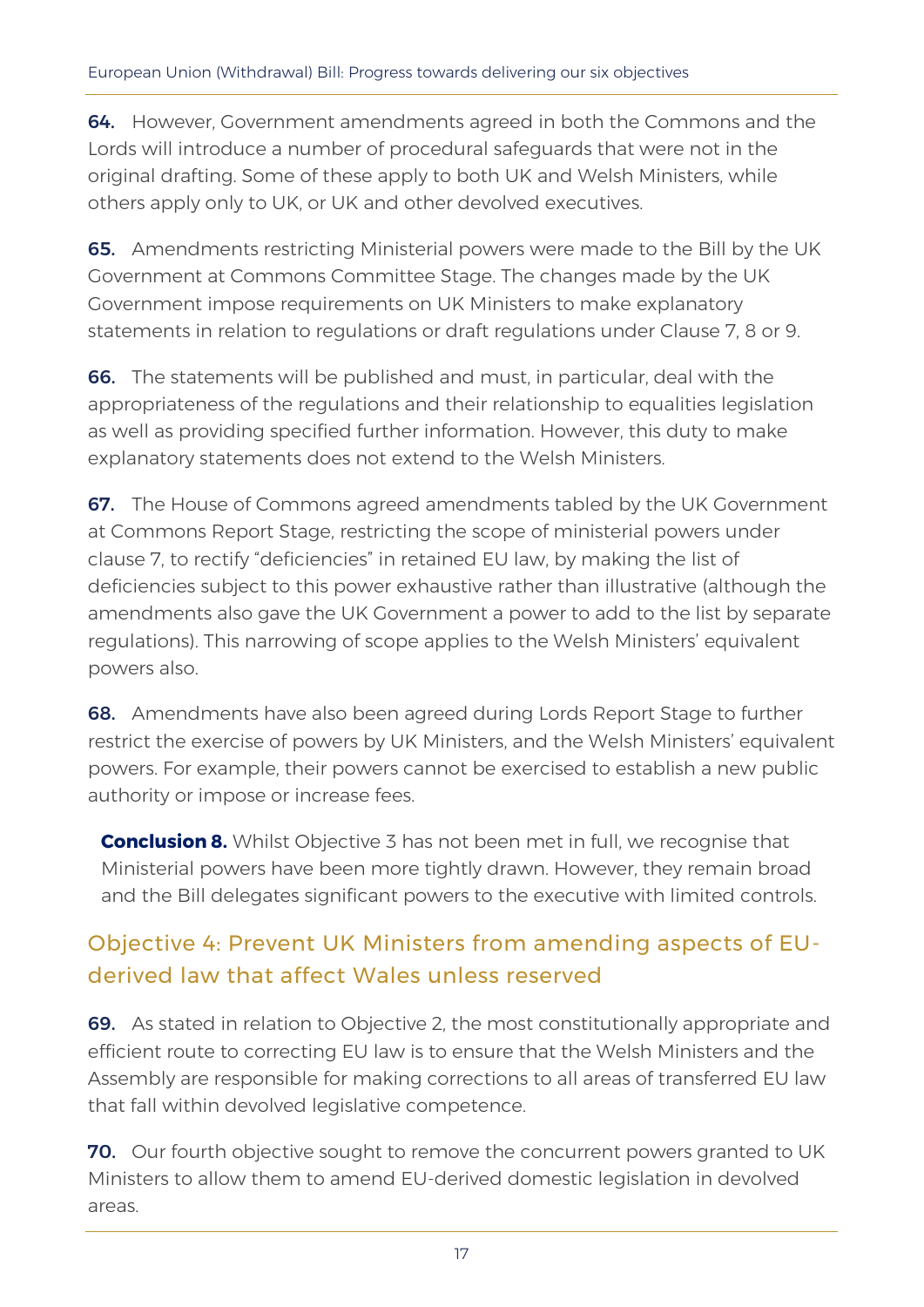**64.** However, Government amendments agreed in both the Commons and the Lords will introduce a number of procedural safeguards that were not in the original drafting. Some of these apply to both UK and Welsh Ministers, while others apply only to UK, or UK and other devolved executives.

**65.** Amendments restricting Ministerial powers were made to the Bill by the UK Government at Commons Committee Stage. The changes made by the UK Government impose requirements on UK Ministers to make explanatory statements in relation to regulations or draft regulations under Clause 7, 8 or 9.

**66.** The statements will be published and must, in particular, deal with the appropriateness of the regulations and their relationship to equalities legislation as well as providing specified further information. However, this duty to make explanatory statements does not extend to the Welsh Ministers.

**67.** The House of Commons agreed amendments tabled by the UK Government at Commons Report Stage, restricting the scope of ministerial powers under clause 7, to rectify "deficiencies" in retained EU law, by making the list of deficiencies subject to this power exhaustive rather than illustrative (although the amendments also gave the UK Government a power to add to the list by separate regulations). This narrowing of scope applies to the Welsh Ministers' equivalent powers also.

**68.** Amendments have also been agreed during Lords Report Stage to further restrict the exercise of powers by UK Ministers, and the Welsh Ministers' equivalent powers. For example, their powers cannot be exercised to establish a new public authority or impose or increase fees.

> **Conclusion 8.** Whilst Objective 3 has not been met in full, we recognise that Ministerial powers have been more tightly drawn. However, they remain broad and the Bill delegates significant powers to the executive with limited controls.

## Objective 4: Prevent UK Ministers from amending aspects of EU-derived law that affect Wales unless reserved

**69.** As stated in relation to Objective 2, the most constitutionally appropriate and efficient route to correcting EU law is to ensure that the Welsh Ministers and the Assembly are responsible for making corrections to all areas of transferred EU law that fall within devolved legislative competence.

**70.** Our fourth objective sought to remove the concurrent powers granted to UK Ministers to allow them to amend EU-derived domestic legislation in devolved areas.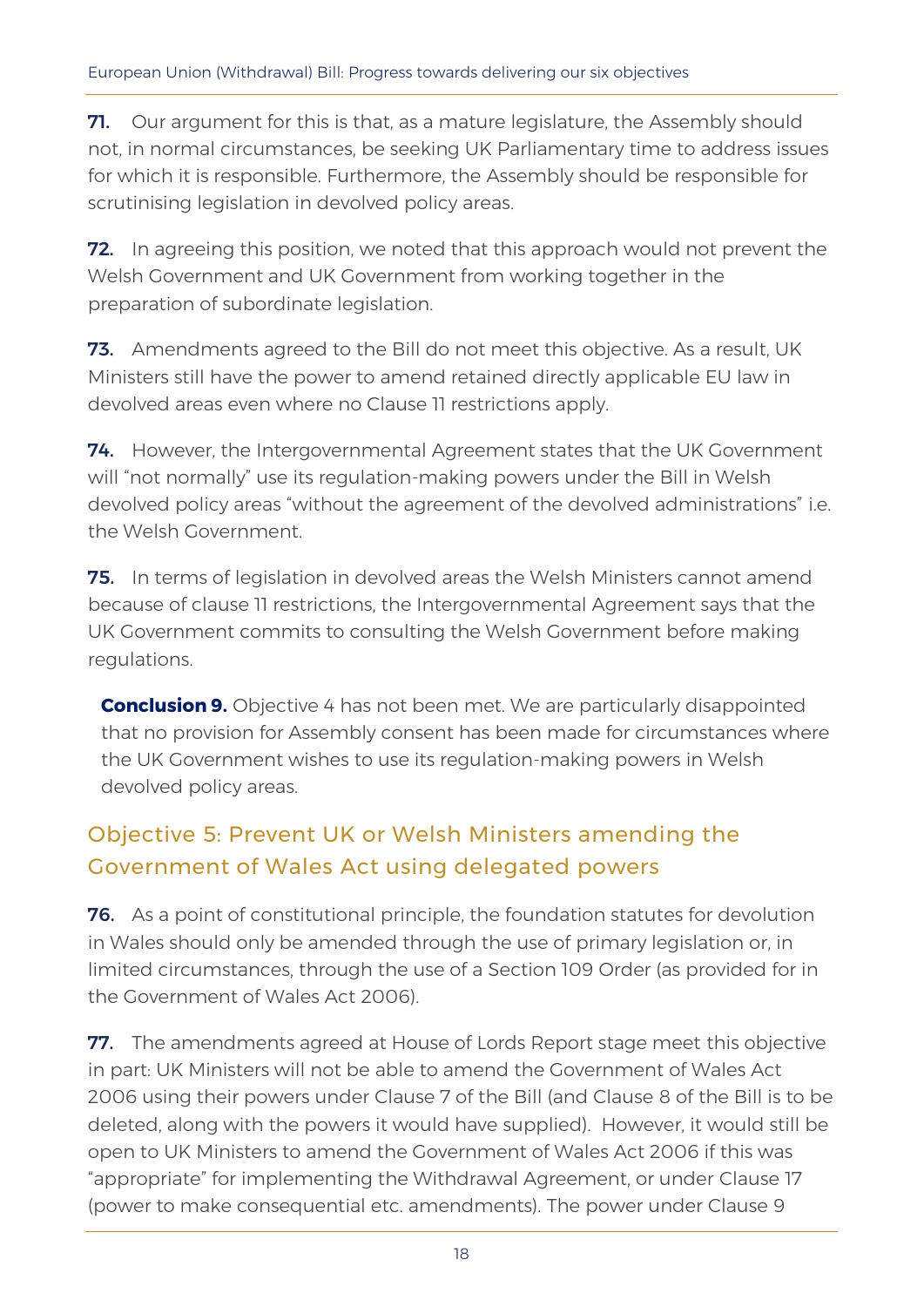**71.** Our argument for this is that, as a mature legislature, the Assembly should not, in normal circumstances, be seeking UK Parliamentary time to address issues for which it is responsible. Furthermore, the Assembly should be responsible for scrutinising legislation in devolved policy areas.

**72.** In agreeing this position, we noted that this approach would not prevent the Welsh Government and UK Government from working together in the preparation of subordinate legislation.

**73.** Amendments agreed to the Bill do not meet this objective. As a result, UK Ministers still have the power to amend retained directly applicable EU law in devolved areas even where no Clause 11 restrictions apply.

**74.** However, the Intergovernmental Agreement states that the UK Government will "not normally" use its regulation-making powers under the Bill in Welsh devolved policy areas "without the agreement of the devolved administrations" i.e. the Welsh Government.

**75.** In terms of legislation in devolved areas the Welsh Ministers cannot amend because of clause 11 restrictions, the Intergovernmental Agreement says that the UK Government commits to consulting the Welsh Government before making regulations.

> **Conclusion 9.** Objective 4 has not been met. We are particularly disappointed that no provision for Assembly consent has been made for circumstances where the UK Government wishes to use its regulation-making powers in Welsh devolved policy areas.

## Objective 5: Prevent UK or Welsh Ministers amending the Government of Wales Act using delegated powers

**76.** As a point of constitutional principle, the foundation statutes for devolution in Wales should only be amended through the use of primary legislation or, in limited circumstances, through the use of a Section 109 Order (as provided for in the Government of Wales Act 2006).

**77.** The amendments agreed at House of Lords Report stage meet this objective in part: UK Ministers will not be able to amend the Government of Wales Act 2006 using their powers under Clause 7 of the Bill (and Clause 8 of the Bill is to be deleted, along with the powers it would have supplied). However, it would still be open to UK Ministers to amend the Government of Wales Act 2006 if this was "appropriate" for implementing the Withdrawal Agreement, or under Clause 17 (power to make consequential etc. amendments). The power under Clause 9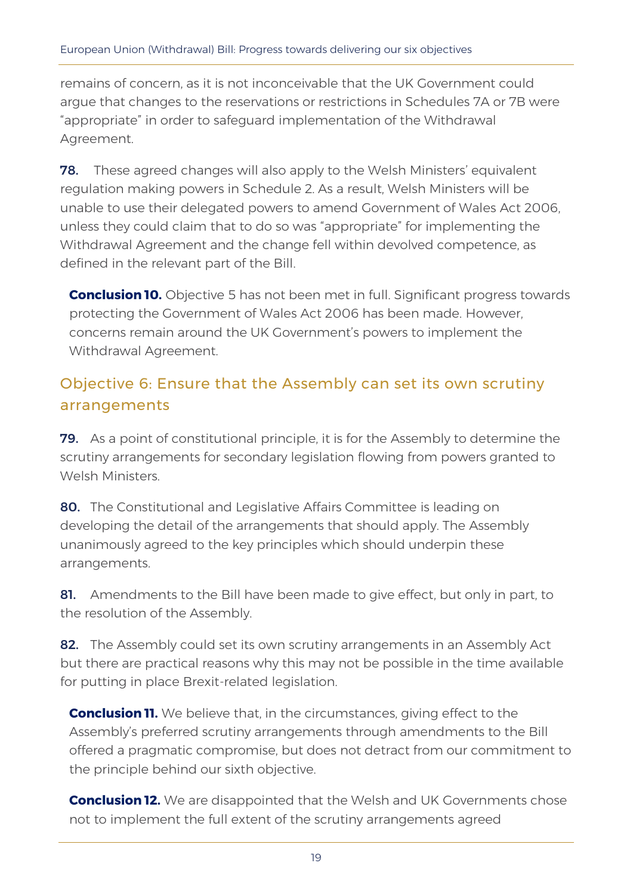remains of concern, as it is not inconceivable that the UK Government could argue that changes to the reservations or restrictions in Schedules 7A or 7B were "appropriate" in order to safeguard implementation of the Withdrawal Agreement.

**78.** These agreed changes will also apply to the Welsh Ministers' equivalent regulation making powers in Schedule 2. As a result, Welsh Ministers will be unable to use their delegated powers to amend Government of Wales Act 2006, unless they could claim that to do so was "appropriate" for implementing the Withdrawal Agreement and the change fell within devolved competence, as defined in the relevant part of the Bill.

> **Conclusion 10.** Objective 5 has not been met in full. Significant progress towards protecting the Government of Wales Act 2006 has been made. However, concerns remain around the UK Government's powers to implement the Withdrawal Agreement.

## Objective 6: Ensure that the Assembly can set its own scrutiny arrangements

**79.** As a point of constitutional principle, it is for the Assembly to determine the scrutiny arrangements for secondary legislation flowing from powers granted to Welsh Ministers.

**80.** The Constitutional and Legislative Affairs Committee is leading on developing the detail of the arrangements that should apply. The Assembly unanimously agreed to the key principles which should underpin these arrangements.

**81.** Amendments to the Bill have been made to give effect, but only in part, to the resolution of the Assembly.

**82.** The Assembly could set its own scrutiny arrangements in an Assembly Act but there are practical reasons why this may not be possible in the time available for putting in place Brexit-related legislation.

> **Conclusion 11.** We believe that, in the circumstances, giving effect to the Assembly's preferred scrutiny arrangements through amendments to the Bill offered a pragmatic compromise, but does not detract from our commitment to the principle behind our sixth objective.

> **Conclusion 12.** We are disappointed that the Welsh and UK Governments chose not to implement the full extent of the scrutiny arrangements agreed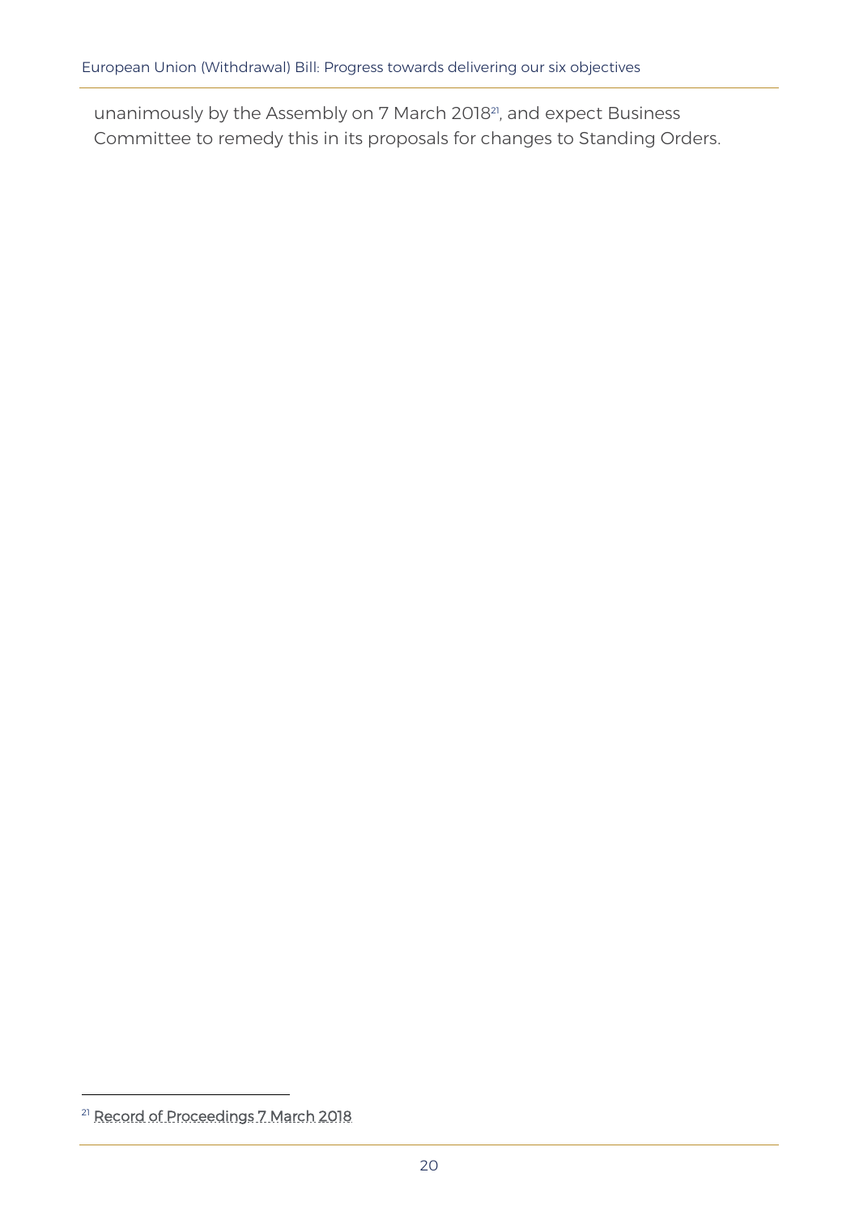unanimously by the Assembly on 7 March 2018[21], and expect Business Committee to remedy this in its proposals for changes to Standing Orders.

[21] Record of Proceedings 7 March 2018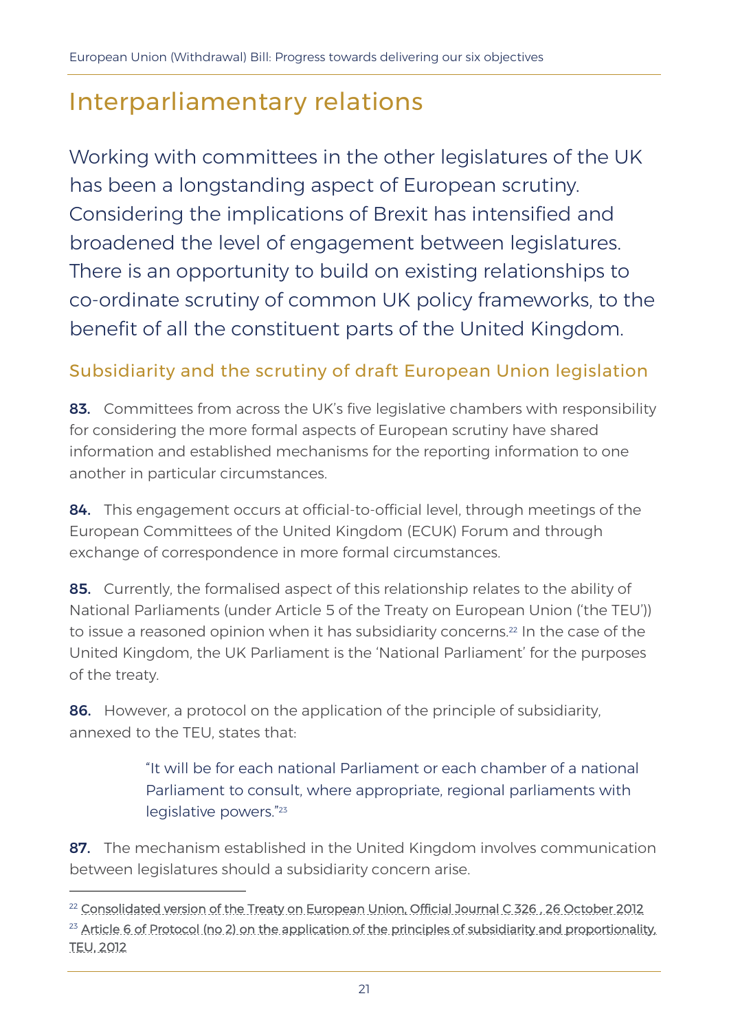# Interparliamentary relations

Working with committees in the other legislatures of the UK has been a longstanding aspect of European scrutiny. Considering the implications of Brexit has intensified and broadened the level of engagement between legislatures. There is an opportunity to build on existing relationships to co-ordinate scrutiny of common UK policy frameworks, to the benefit of all the constituent parts of the United Kingdom.

## Subsidiarity and the scrutiny of draft European Union legislation

**83.** Committees from across the UK's five legislative chambers with responsibility for considering the more formal aspects of European scrutiny have shared information and established mechanisms for the reporting information to one another in particular circumstances.

**84.** This engagement occurs at official-to-official level, through meetings of the European Committees of the United Kingdom (ECUK) Forum and through exchange of correspondence in more formal circumstances.

**85.** Currently, the formalised aspect of this relationship relates to the ability of National Parliaments (under Article 5 of the Treaty on European Union ('the TEU')) to issue a reasoned opinion when it has subsidiarity concerns.[22] In the case of the United Kingdom, the UK Parliament is the 'National Parliament' for the purposes of the treaty.

**86.** However, a protocol on the application of the principle of subsidiarity, annexed to the TEU, states that:

> "It will be for each national Parliament or each chamber of a national Parliament to consult, where appropriate, regional parliaments with legislative powers."[23]

**87.** The mechanism established in the United Kingdom involves communication between legislatures should a subsidiarity concern arise.

[22] Consolidated version of the Treaty on European Union, Official Journal C 326 , 26 October 2012

[23] Article 6 of Protocol (no 2) on the application of the principles of subsidiarity and proportionality, TEU, 2012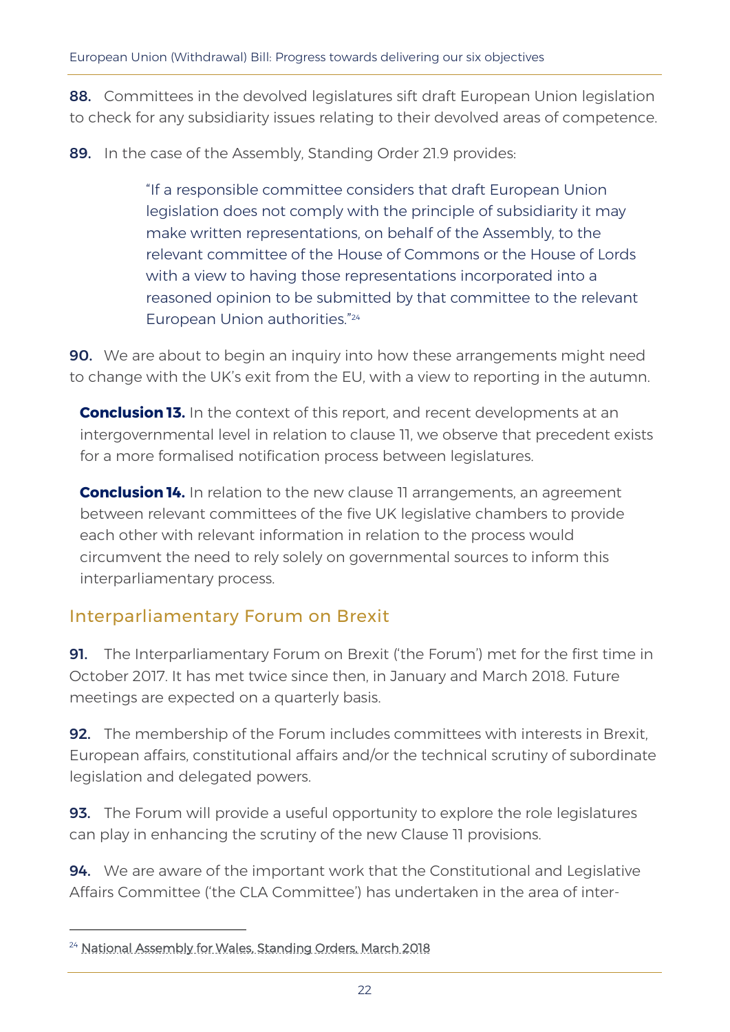**88.** Committees in the devolved legislatures sift draft European Union legislation to check for any subsidiarity issues relating to their devolved areas of competence.

**89.** In the case of the Assembly, Standing Order 21.9 provides:

> "If a responsible committee considers that draft European Union legislation does not comply with the principle of subsidiarity it may make written representations, on behalf of the Assembly, to the relevant committee of the House of Commons or the House of Lords with a view to having those representations incorporated into a reasoned opinion to be submitted by that committee to the relevant European Union authorities."[24]

**90.** We are about to begin an inquiry into how these arrangements might need to change with the UK's exit from the EU, with a view to reporting in the autumn.

**Conclusion 13.** In the context of this report, and recent developments at an intergovernmental level in relation to clause 11, we observe that precedent exists for a more formalised notification process between legislatures.

**Conclusion 14.** In relation to the new clause 11 arrangements, an agreement between relevant committees of the five UK legislative chambers to provide each other with relevant information in relation to the process would circumvent the need to rely solely on governmental sources to inform this interparliamentary process.

## Interparliamentary Forum on Brexit

**91.** The Interparliamentary Forum on Brexit ('the Forum') met for the first time in October 2017. It has met twice since then, in January and March 2018. Future meetings are expected on a quarterly basis.

**92.** The membership of the Forum includes committees with interests in Brexit, European affairs, constitutional affairs and/or the technical scrutiny of subordinate legislation and delegated powers.

**93.** The Forum will provide a useful opportunity to explore the role legislatures can play in enhancing the scrutiny of the new Clause 11 provisions.

**94.** We are aware of the important work that the Constitutional and Legislative Affairs Committee ('the CLA Committee') has undertaken in the area of inter-

---

[24] National Assembly for Wales, Standing Orders, March 2018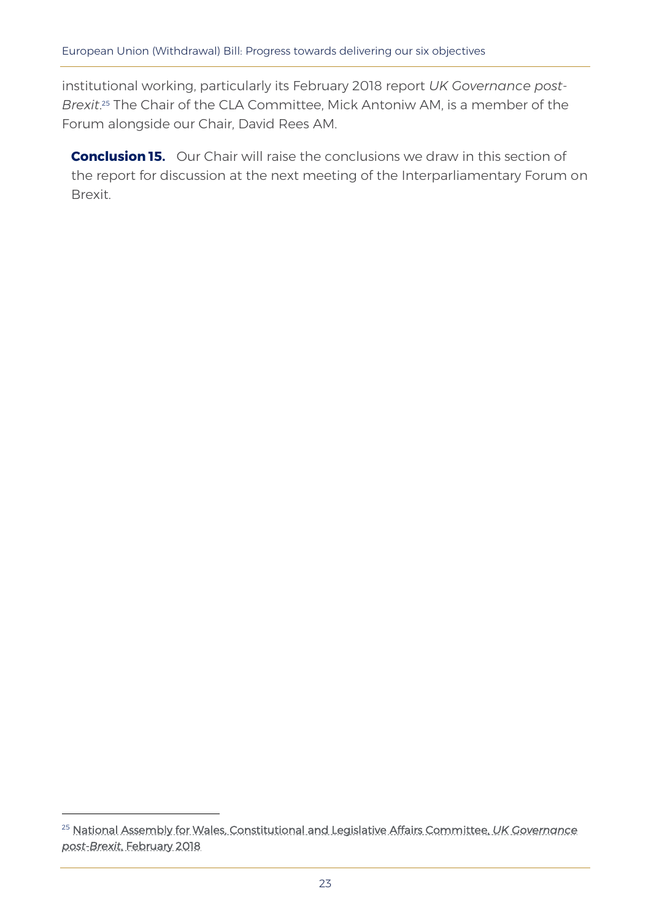institutional working, particularly its February 2018 report *UK Governance post-Brexit*.[25] The Chair of the CLA Committee, Mick Antoniw AM, is a member of the Forum alongside our Chair, David Rees AM.

**Conclusion 15.** Our Chair will raise the conclusions we draw in this section of the report for discussion at the next meeting of the Interparliamentary Forum on Brexit.

---

[25] National Assembly for Wales, Constitutional and Legislative Affairs Committee, *UK Governance post-Brexit*, February 2018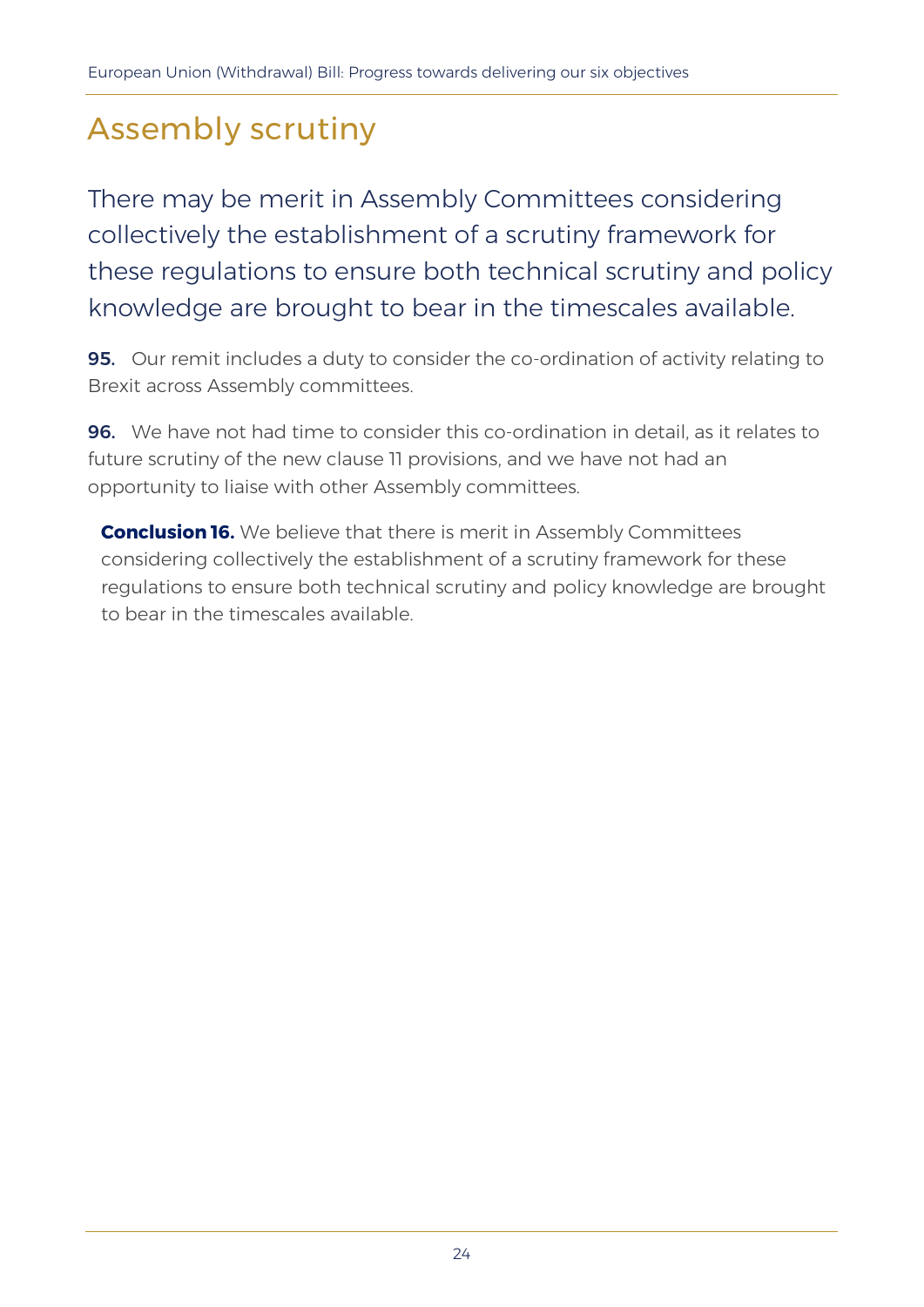## Assembly scrutiny

There may be merit in Assembly Committees considering collectively the establishment of a scrutiny framework for these regulations to ensure both technical scrutiny and policy knowledge are brought to bear in the timescales available.

**95.** Our remit includes a duty to consider the co-ordination of activity relating to Brexit across Assembly committees.

**96.** We have not had time to consider this co-ordination in detail, as it relates to future scrutiny of the new clause 11 provisions, and we have not had an opportunity to liaise with other Assembly committees.

> **Conclusion 16.** We believe that there is merit in Assembly Committees considering collectively the establishment of a scrutiny framework for these regulations to ensure both technical scrutiny and policy knowledge are brought to bear in the timescales available.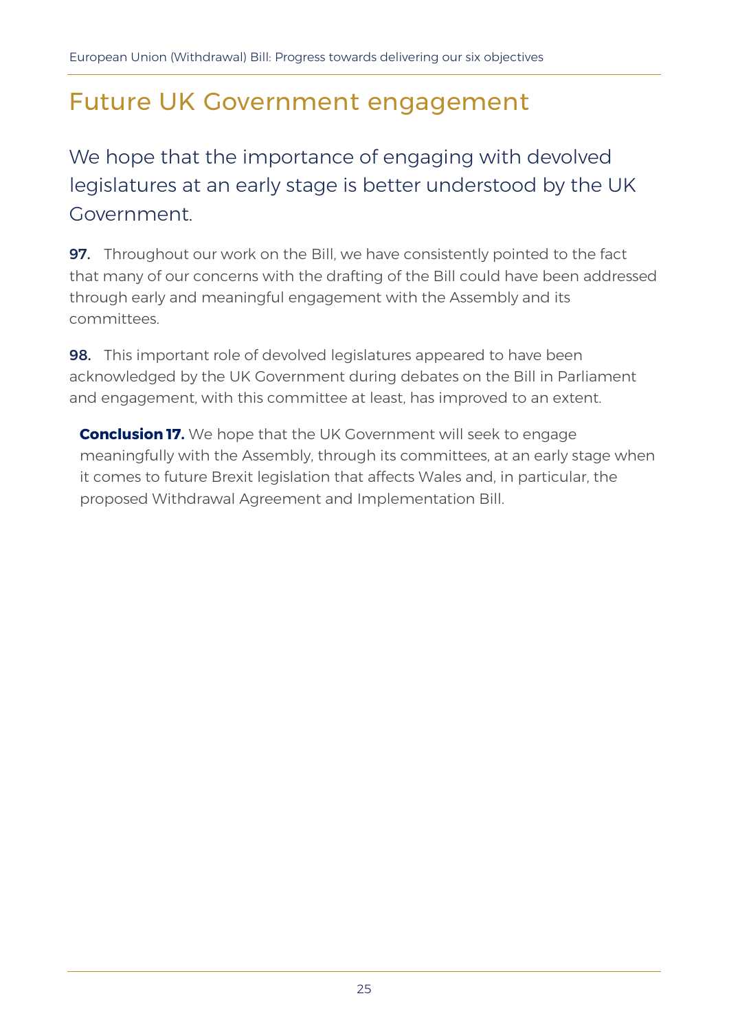# Future UK Government engagement

## We hope that the importance of engaging with devolved legislatures at an early stage is better understood by the UK Government.

**97.** Throughout our work on the Bill, we have consistently pointed to the fact that many of our concerns with the drafting of the Bill could have been addressed through early and meaningful engagement with the Assembly and its committees.

**98.** This important role of devolved legislatures appeared to have been acknowledged by the UK Government during debates on the Bill in Parliament and engagement, with this committee at least, has improved to an extent.

**Conclusion 17.** We hope that the UK Government will seek to engage meaningfully with the Assembly, through its committees, at an early stage when it comes to future Brexit legislation that affects Wales and, in particular, the proposed Withdrawal Agreement and Implementation Bill.